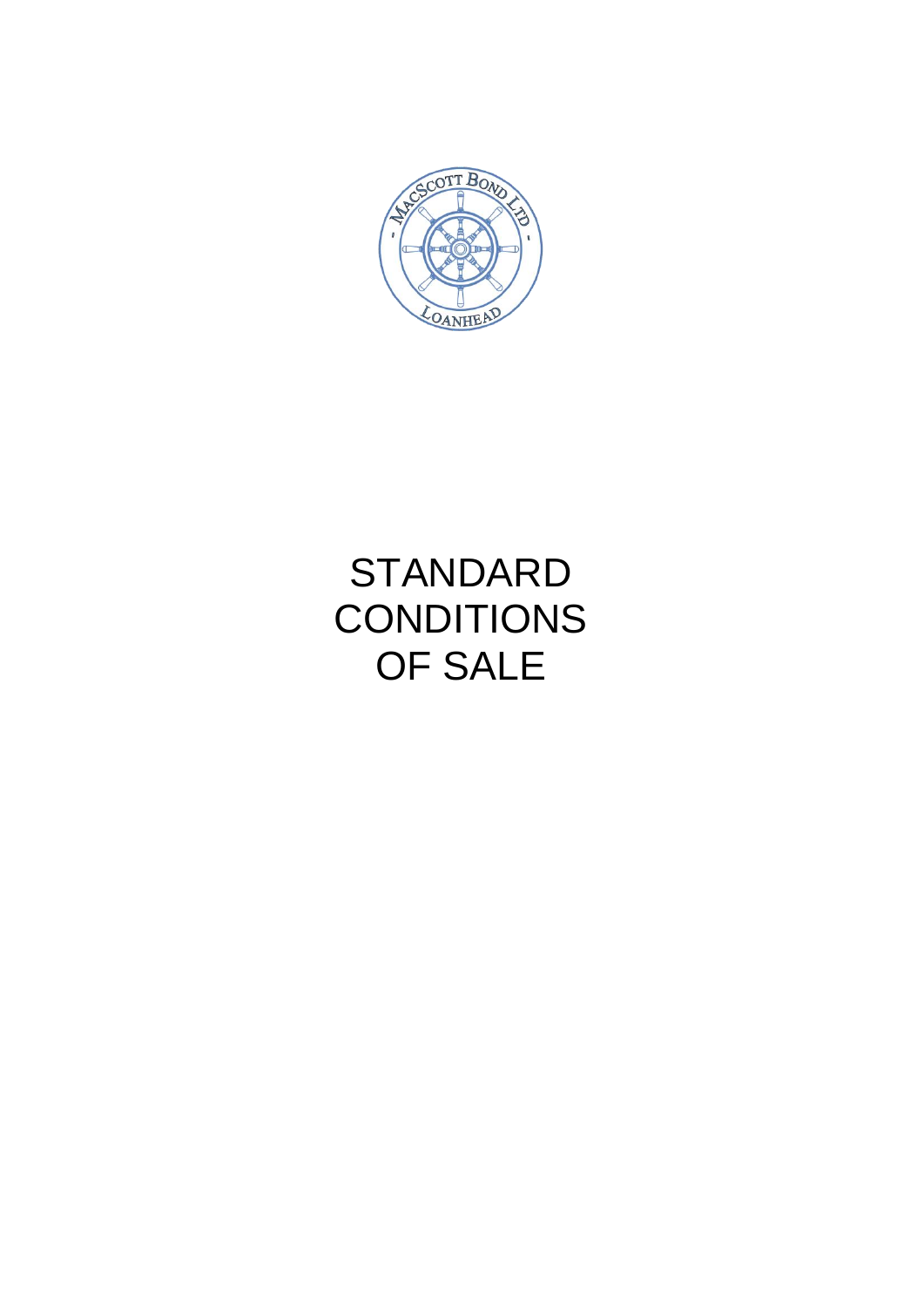# STANDARD CONDITIONS OF SALE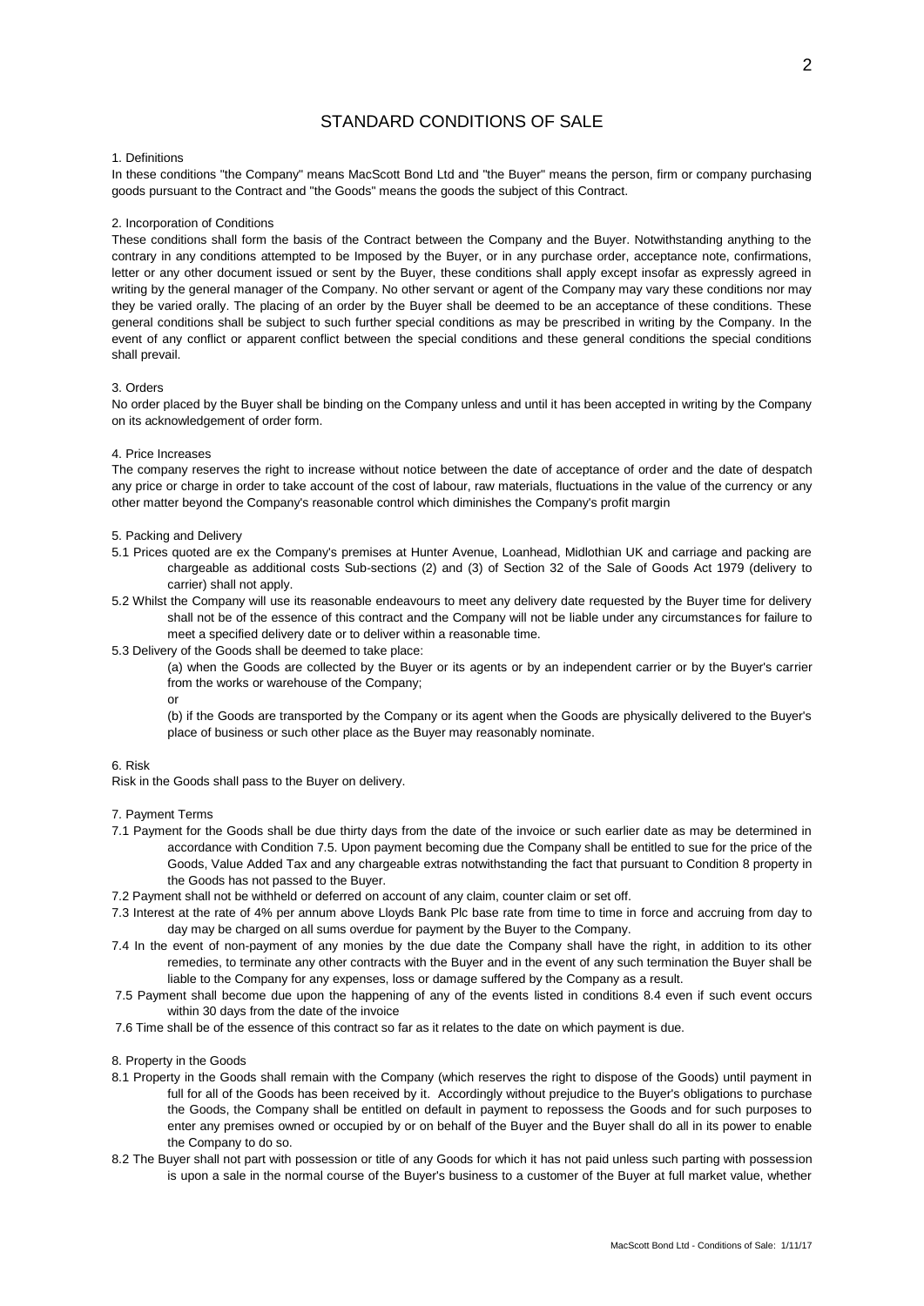# STANDARD CONDITIONS OF SALE

1. Definitions

In these conditions "the Company" means MacScott Bond Ltd and "the Buyer" means the person, firm or company purchasing goods pursuant to the Contract and "the Goods" means the goods the subject of this Contract.

2. Incorporation of Conditions

These conditions shall form the basis of the Contract between the Company and the Buyer. Notwithstanding anything to the contrary in any conditions attempted to be Imposed by the Buyer, or in any purchase order, acceptance note, confirmations, letter or any other document issued or sent by the Buyer, these conditions shall apply except insofar as expressly agreed in writing by the general manager of the Company. No other servant or agent of the Company may vary these conditions nor may they be varied orally. The placing of an order by the Buyer shall be deemed to be an acceptance of these conditions. These general conditions shall be subject to such further special conditions as may be prescribed in writing by the Company. In the event of any conflict or apparent conflict between the special conditions and these general conditions the special conditions shall prevail.

3. Orders

No order placed by the Buyer shall be binding on the Company unless and until it has been accepted in writing by the Company on its acknowledgement of order form.

4. Price Increases

The company reserves the right to increase without notice between the date of acceptance of order and the date of despatch any price or charge in order to take account of the cost of labour, raw materials, fluctuations in the value of the currency or any other matter beyond the Company's reasonable control which diminishes the Company's profit margin

5. Packing and Delivery

5.1 Prices quoted are ex the Company's premises at Hunter Avenue, Loanhead, Midlothian UK and carriage and packing are chargeable as additional costs Sub-sections (2) and (3) of Section 32 of the Sale of Goods Act 1979 (delivery to carrier) shall not apply.

5.2 Whilst the Company will use its reasonable endeavours to meet any delivery date requested by the Buyer time for delivery shall not be of the essence of this contract and the Company will not be liable under any circumstances for failure to meet a specified delivery date or to deliver within a reasonable time.

5.3 Delivery of the Goods shall be deemed to take place:

(a) when the Goods are collected by the Buyer or its agents or by an independent carrier or by the Buyer's carrier from the works or warehouse of the Company;

or

(b) if the Goods are transported by the Company or its agent when the Goods are physically delivered to the Buyer's place of business or such other place as the Buyer may reasonably nominate.

6. Risk

Risk in the Goods shall pass to the Buyer on delivery.

7. Payment Terms

7.1 Payment for the Goods shall be due thirty days from the date of the invoice or such earlier date as may be determined in accordance with Condition 7.5. Upon payment becoming due the Company shall be entitled to sue for the price of the Goods, Value Added Tax and any chargeable extras notwithstanding the fact that pursuant to Condition 8 property in the Goods has not passed to the Buyer.

7.2 Payment shall not be withheld or deferred on account of any claim, counter claim or set off.

7.3 Interest at the rate of 4% per annum above Lloyds Bank Plc base rate from time to time in force and accruing from day to day may be charged on all sums overdue for payment by the Buyer to the Company.

7.4 In the event of non-payment of any monies by the due date the Company shall have the right, in addition to its other remedies, to terminate any other contracts with the Buyer and in the event of any such termination the Buyer shall be liable to the Company for any expenses, loss or damage suffered by the Company as a result.

7.5 Payment shall become due upon the happening of any of the events listed in conditions 8.4 even if such event occurs within 30 days from the date of the invoice

7.6 Time shall be of the essence of this contract so far as it relates to the date on which payment is due.

8. Property in the Goods

8.1 Property in the Goods shall remain with the Company (which reserves the right to dispose of the Goods) until payment in full for all of the Goods has been received by it. Accordingly without prejudice to the Buyer's obligations to purchase the Goods, the Company shall be entitled on default in payment to repossess the Goods and for such purposes to enter any premises owned or occupied by or on behalf of the Buyer and the Buyer shall do all in its power to enable the Company to do so.

8.2 The Buyer shall not part with possession or title of any Goods for which it has not paid unless such parting with possession is upon a sale in the normal course of the Buyer's business to a customer of the Buyer at full market value, whether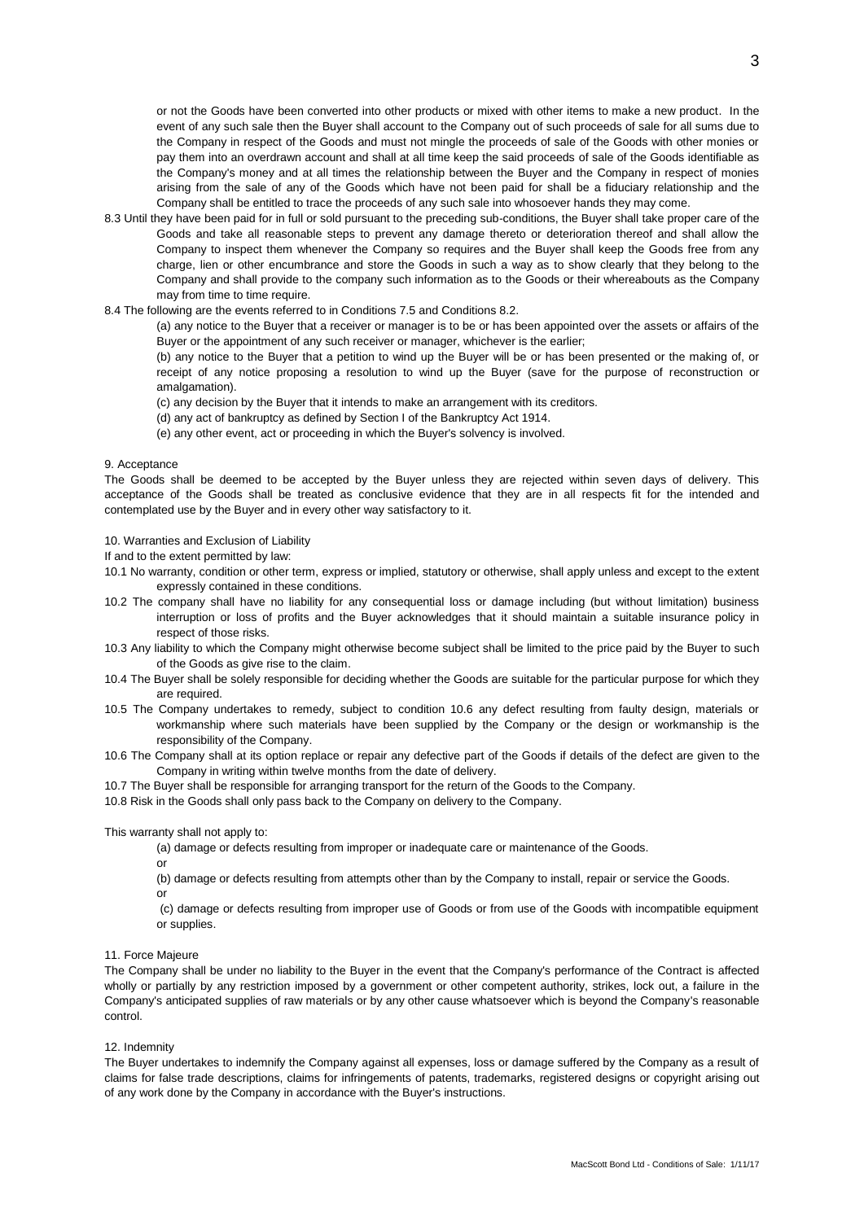or not the Goods have been converted into other products or mixed with other items to make a new product. In the event of any such sale then the Buyer shall account to the Company out of such proceeds of sale for all sums due to the Company in respect of the Goods and must not mingle the proceeds of sale of the Goods with other monies or pay them into an overdrawn account and shall at all time keep the said proceeds of sale of the Goods identifiable as the Company's money and at all times the relationship between the Buyer and the Company in respect of monies arising from the sale of any of the Goods which have not been paid for shall be a fiduciary relationship and the Company shall be entitled to trace the proceeds of any such sale into whosoever hands they may come.

8.3 Until they have been paid for in full or sold pursuant to the preceding sub-conditions, the Buyer shall take proper care of the Goods and take all reasonable steps to prevent any damage thereto or deterioration thereof and shall allow the Company to inspect them whenever the Company so requires and the Buyer shall keep the Goods free from any charge, lien or other encumbrance and store the Goods in such a way as to show clearly that they belong to the Company and shall provide to the company such information as to the Goods or their whereabouts as the Company may from time to time require.

8.4 The following are the events referred to in Conditions 7.5 and Conditions 8.2.

(a) any notice to the Buyer that a receiver or manager is to be or has been appointed over the assets or affairs of the Buyer or the appointment of any such receiver or manager, whichever is the earlier;

(b) any notice to the Buyer that a petition to wind up the Buyer will be or has been presented or the making of, or receipt of any notice proposing a resolution to wind up the Buyer (save for the purpose of reconstruction or amalgamation).

(c) any decision by the Buyer that it intends to make an arrangement with its creditors.

(d) any act of bankruptcy as defined by Section I of the Bankruptcy Act 1914.

(e) any other event, act or proceeding in which the Buyer's solvency is involved.

9. Acceptance

The Goods shall be deemed to be accepted by the Buyer unless they are rejected within seven days of delivery. This acceptance of the Goods shall be treated as conclusive evidence that they are in all respects fit for the intended and contemplated use by the Buyer and in every other way satisfactory to it.

10. Warranties and Exclusion of Liability

If and to the extent permitted by law:

10.1 No warranty, condition or other term, express or implied, statutory or otherwise, shall apply unless and except to the extent expressly contained in these conditions.

10.2 The company shall have no liability for any consequential loss or damage including (but without limitation) business interruption or loss of profits and the Buyer acknowledges that it should maintain a suitable insurance policy in respect of those risks.

10.3 Any liability to which the Company might otherwise become subject shall be limited to the price paid by the Buyer to such of the Goods as give rise to the claim.

10.4 The Buyer shall be solely responsible for deciding whether the Goods are suitable for the particular purpose for which they are required.

10.5 The Company undertakes to remedy, subject to condition 10.6 any defect resulting from faulty design, materials or workmanship where such materials have been supplied by the Company or the design or workmanship is the responsibility of the Company.

10.6 The Company shall at its option replace or repair any defective part of the Goods if details of the defect are given to the Company in writing within twelve months from the date of delivery.

10.7 The Buyer shall be responsible for arranging transport for the return of the Goods to the Company.

10.8 Risk in the Goods shall only pass back to the Company on delivery to the Company.

This warranty shall not apply to:

(a) damage or defects resulting from improper or inadequate care or maintenance of the Goods.

or

(b) damage or defects resulting from attempts other than by the Company to install, repair or service the Goods.

or

(c) damage or defects resulting from improper use of Goods or from use of the Goods with incompatible equipment or supplies.

11. Force Majeure

The Company shall be under no liability to the Buyer in the event that the Company's performance of the Contract is affected wholly or partially by any restriction imposed by a government or other competent authority, strikes, lock out, a failure in the Company's anticipated supplies of raw materials or by any other cause whatsoever which is beyond the Company's reasonable control.

12. Indemnity

The Buyer undertakes to indemnify the Company against all expenses, loss or damage suffered by the Company as a result of claims for false trade descriptions, claims for infringements of patents, trademarks, registered designs or copyright arising out of any work done by the Company in accordance with the Buyer's instructions.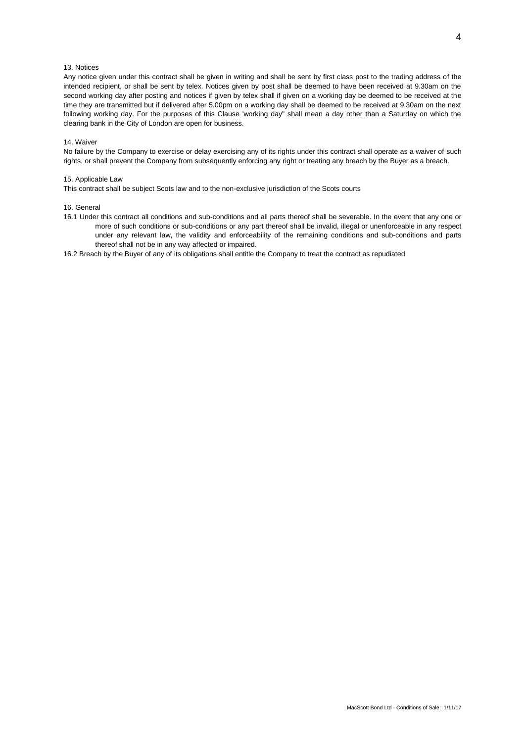13. Notices

Any notice given under this contract shall be given in writing and shall be sent by first class post to the trading address of the intended recipient, or shall be sent by telex. Notices given by post shall be deemed to have been received at 9.30am on the second working day after posting and notices if given by telex shall if given on a working day be deemed to be received at the time they are transmitted but if delivered after 5.00pm on a working day shall be deemed to be received at 9.30am on the next following working day. For the purposes of this Clause 'working day" shall mean a day other than a Saturday on which the clearing bank in the City of London are open for business.

14. Waiver

No failure by the Company to exercise or delay exercising any of its rights under this contract shall operate as a waiver of such rights, or shall prevent the Company from subsequently enforcing any right or treating any breach by the Buyer as a breach.

15. Applicable Law

This contract shall be subject Scots law and to the non-exclusive jurisdiction of the Scots courts

16. General

16.1 Under this contract all conditions and sub-conditions and all parts thereof shall be severable. In the event that any one or more of such conditions or sub-conditions or any part thereof shall be invalid, illegal or unenforceable in any respect under any relevant law, the validity and enforceability of the remaining conditions and sub-conditions and parts thereof shall not be in any way affected or impaired.

16.2 Breach by the Buyer of any of its obligations shall entitle the Company to treat the contract as repudiated